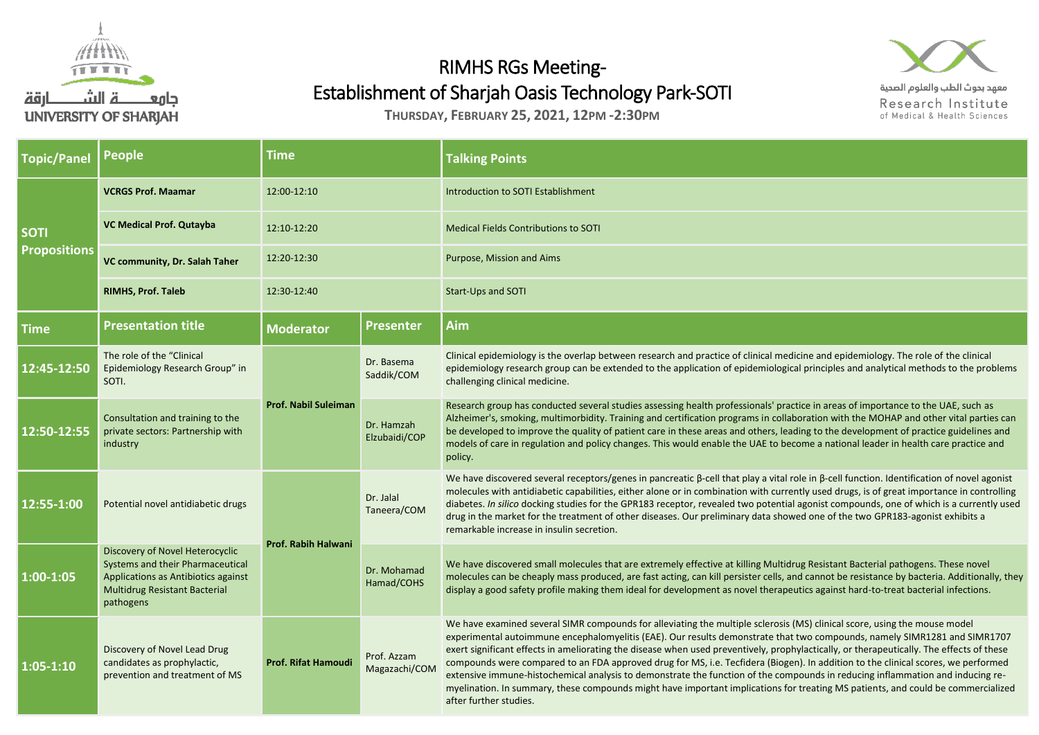جامعـــــة الشــــــارقة
UNIVERSITY OF SHARJAH

معهد بحوث الطب والعلوم الصحية
Research Institute
of Medical & Health Sciences

# RIMHS RGs Meeting-
# Establishment of Sharjah Oasis Technology Park-SOTI

**THURSDAY, FEBRUARY 25, 2021, 12PM -2:30PM**

| Topic/Panel | People | Time | Talking Points |
|---|---|---|---|
| SOTI Propositions | **VCRGS Prof. Maamar** | 12:00-12:10 | Introduction to SOTI Establishment |
| | **VC Medical Prof. Qutayba** | 12:10-12:20 | Medical Fields Contributions to SOTI |
| | **VC community, Dr. Salah Taher** | 12:20-12:30 | Purpose, Mission and Aims |
| | **RIMHS, Prof. Taleb** | 12:30-12:40 | Start-Ups and SOTI |

| Time | Presentation title | Moderator | Presenter | Aim |
|---|---|---|---|---|
| **12:45-12:50** | The role of the "Clinical Epidemiology Research Group" in SOTI. | **Prof. Nabil Suleiman** | Dr. Basema Saddik/COM | Clinical epidemiology is the overlap between research and practice of clinical medicine and epidemiology. The role of the clinical epidemiology research group can be extended to the application of epidemiological principles and analytical methods to the problems challenging clinical medicine. |
| **12:50-12:55** | Consultation and training to the private sectors: Partnership with industry | | Dr. Hamzah Elzubaidi/COP | Research group has conducted several studies assessing health professionals' practice in areas of importance to the UAE, such as Alzheimer's, smoking, multimorbidity. Training and certification programs in collaboration with the MOHAP and other vital parties can be developed to improve the quality of patient care in these areas and others, leading to the development of practice guidelines and models of care in regulation and policy changes. This would enable the UAE to become a national leader in health care practice and policy. |
| **12:55-1:00** | Potential novel antidiabetic drugs | **Prof. Rabih Halwani** | Dr. Jalal Taneera/COM | We have discovered several receptors/genes in pancreatic β-cell that play a vital role in β-cell function. Identification of novel agonist molecules with antidiabetic capabilities, either alone or in combination with currently used drugs, is of great importance in controlling diabetes. *In silico* docking studies for the GPR183 receptor, revealed two potential agonist compounds, one of which is a currently used drug in the market for the treatment of other diseases. Our preliminary data showed one of the two GPR183-agonist exhibits a remarkable increase in insulin secretion. |
| **1:00-1:05** | Discovery of Novel Heterocyclic Systems and their Pharmaceutical Applications as Antibiotics against Multidrug Resistant Bacterial pathogens | | Dr. Mohamad Hamad/COHS | We have discovered small molecules that are extremely effective at killing Multidrug Resistant Bacterial pathogens. These novel molecules can be cheaply mass produced, are fast acting, can kill persister cells, and cannot be resistance by bacteria. Additionally, they display a good safety profile making them ideal for development as novel therapeutics against hard-to-treat bacterial infections. |
| **1:05-1:10** | Discovery of Novel Lead Drug candidates as prophylactic, prevention and treatment of MS | **Prof. Rifat Hamoudi** | Prof. Azzam Magazachi/COM | We have examined several SIMR compounds for alleviating the multiple sclerosis (MS) clinical score, using the mouse model experimental autoimmune encephalomyelitis (EAE). Our results demonstrate that two compounds, namely SIMR1281 and SIMR1707 exert significant effects in ameliorating the disease when used preventively, prophylactically, or therapeutically. The effects of these compounds were compared to an FDA approved drug for MS, i.e. Tecfidera (Biogen). In addition to the clinical scores, we performed extensive immune-histochemical analysis to demonstrate the function of the compounds in reducing inflammation and inducing re-myelination. In summary, these compounds might have important implications for treating MS patients, and could be commercialized after further studies. |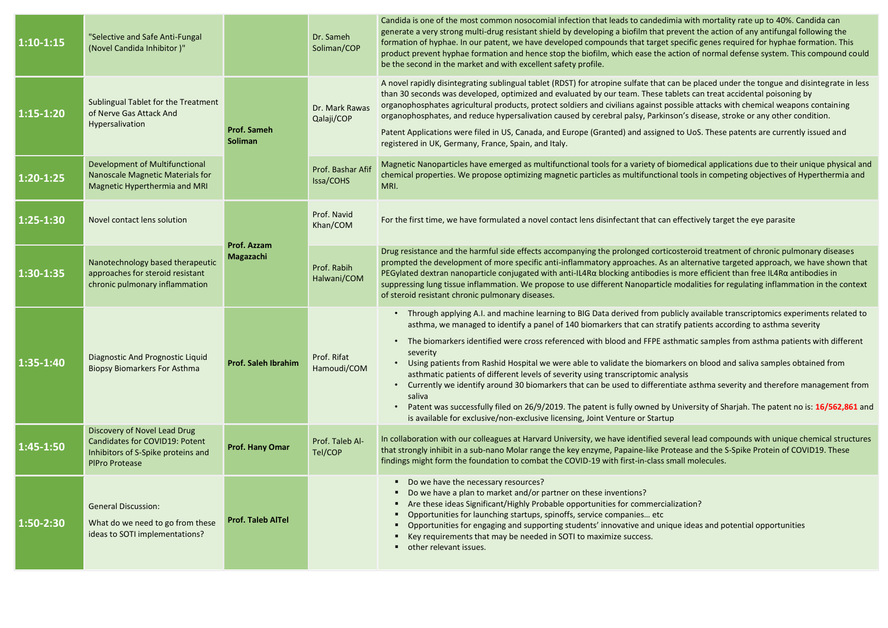| | | | | |
|---|---|---|---|---|
| 1:10-1:15 | "Selective and Safe Anti-Fungal (Novel Candida Inhibitor )" | | Dr. Sameh Soliman/COP | Candida is one of the most common nosocomial infection that leads to candedimia with mortality rate up to 40%. Candida can generate a very strong multi-drug resistant shield by developing a biofilm that prevent the action of any antifungal following the formation of hyphae. In our patent, we have developed compounds that target specific genes required for hyphae formation. This product prevent hyphae formation and hence stop the biofilm, which ease the action of normal defense system. This compound could be the second in the market and with excellent safety profile. |
| 1:15-1:20 | Sublingual Tablet for the Treatment of Nerve Gas Attack And Hypersalivation | **Prof. Sameh Soliman** | Dr. Mark Rawas Qalaji/COP | A novel rapidly disintegrating sublingual tablet (RDST) for atropine sulfate that can be placed under the tongue and disintegrate in less than 30 seconds was developed, optimized and evaluated by our team. These tablets can treat accidental poisoning by organophosphates agricultural products, protect soldiers and civilians against possible attacks with chemical weapons containing organophosphates, and reduce hypersalivation caused by cerebral palsy, Parkinson's disease, stroke or any other condition.<br><br>Patent Applications were filed in US, Canada, and Europe (Granted) and assigned to UoS. These patents are currently issued and registered in UK, Germany, France, Spain, and Italy. |
| 1:20-1:25 | Development of Multifunctional Nanoscale Magnetic Materials for Magnetic Hyperthermia and MRI | | Prof. Bashar Afif Issa/COHS | Magnetic Nanoparticles have emerged as multifunctional tools for a variety of biomedical applications due to their unique physical and chemical properties. We propose optimizing magnetic particles as multifunctional tools in competing objectives of Hyperthermia and MRI. |
| 1:25-1:30 | Novel contact lens solution | **Prof. Azzam Magazachi** | Prof. Navid Khan/COM | For the first time, we have formulated a novel contact lens disinfectant that can effectively target the eye parasite |
| 1:30-1:35 | Nanotechnology based therapeutic approaches for steroid resistant chronic pulmonary inflammation | | Prof. Rabih Halwani/COM | Drug resistance and the harmful side effects accompanying the prolonged corticosteroid treatment of chronic pulmonary diseases prompted the development of more specific anti-inflammatory approaches. As an alternative targeted approach, we have shown that PEGylated dextran nanoparticle conjugated with anti-IL4Rα blocking antibodies is more efficient than free IL4Rα antibodies in suppressing lung tissue inflammation. We propose to use different Nanoparticle modalities for regulating inflammation in the context of steroid resistant chronic pulmonary diseases. |
| 1:35-1:40 | Diagnostic And Prognostic Liquid Biopsy Biomarkers For Asthma | **Prof. Saleh Ibrahim** | Prof. Rifat Hamoudi/COM | • Through applying A.I. and machine learning to BIG Data derived from publicly available transcriptomics experiments related to asthma, we managed to identify a panel of 140 biomarkers that can stratify patients according to asthma severity<br>• The biomarkers identified were cross referenced with blood and FFPE asthmatic samples from asthma patients with different severity<br>• Using patients from Rashid Hospital we were able to validate the biomarkers on blood and saliva samples obtained from asthmatic patients of different levels of severity using transcriptomic analysis<br>• Currently we identify around 30 biomarkers that can be used to differentiate asthma severity and therefore management from saliva<br>• Patent was successfully filed on 26/9/2019. The patent is fully owned by University of Sharjah. The patent no is: **16/562,861** and is available for exclusive/non-exclusive licensing, Joint Venture or Startup |
| 1:45-1:50 | Discovery of Novel Lead Drug Candidates for COVID19: Potent Inhibitors of S-Spike proteins and PlPro Protease | **Prof. Hany Omar** | Prof. Taleb Al-Tel/COP | In collaboration with our colleagues at Harvard University, we have identified several lead compounds with unique chemical structures that strongly inhibit in a sub-nano Molar range the key enzyme, Papaine-like Protease and the S-Spike Protein of COVID19. These findings might form the foundation to combat the COVID-19 with first-in-class small molecules. |
| 1:50-2:30 | General Discussion:<br><br>What do we need to go from these ideas to SOTI implementations? | **Prof. Taleb AlTel** | | ▪ Do we have the necessary resources?<br>▪ Do we have a plan to market and/or partner on these inventions?<br>▪ Are these ideas Significant/Highly Probable opportunities for commercialization?<br>▪ Opportunities for launching startups, spinoffs, service companies… etc<br>▪ Opportunities for engaging and supporting students' innovative and unique ideas and potential opportunities<br>▪ Key requirements that may be needed in SOTI to maximize success.<br>▪ other relevant issues. |